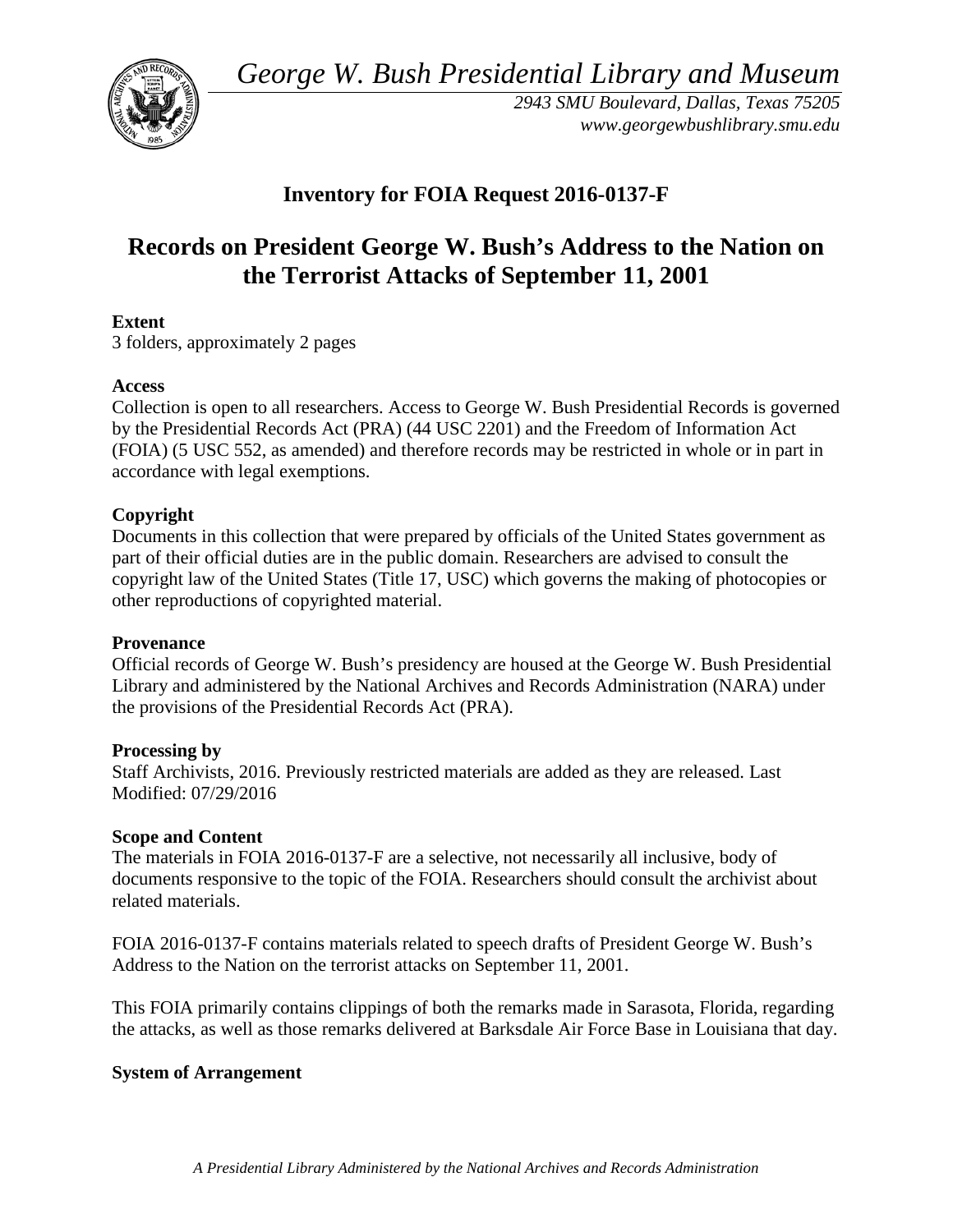*George W. Bush Presidential Library and Museum*

*2943 SMU Boulevard, Dallas, Texas 75205*
*www.georgewbushlibrary.smu.edu*

## Inventory for FOIA Request 2016-0137-F

# Records on President George W. Bush's Address to the Nation on the Terrorist Attacks of September 11, 2001

**Extent**
3 folders, approximately 2 pages

**Access**
Collection is open to all researchers. Access to George W. Bush Presidential Records is governed by the Presidential Records Act (PRA) (44 USC 2201) and the Freedom of Information Act (FOIA) (5 USC 552, as amended) and therefore records may be restricted in whole or in part in accordance with legal exemptions.

**Copyright**
Documents in this collection that were prepared by officials of the United States government as part of their official duties are in the public domain. Researchers are advised to consult the copyright law of the United States (Title 17, USC) which governs the making of photocopies or other reproductions of copyrighted material.

**Provenance**
Official records of George W. Bush's presidency are housed at the George W. Bush Presidential Library and administered by the National Archives and Records Administration (NARA) under the provisions of the Presidential Records Act (PRA).

**Processing by**
Staff Archivists, 2016. Previously restricted materials are added as they are released. Last Modified: 07/29/2016

**Scope and Content**
The materials in FOIA 2016-0137-F are a selective, not necessarily all inclusive, body of documents responsive to the topic of the FOIA. Researchers should consult the archivist about related materials.

FOIA 2016-0137-F contains materials related to speech drafts of President George W. Bush's Address to the Nation on the terrorist attacks on September 11, 2001.

This FOIA primarily contains clippings of both the remarks made in Sarasota, Florida, regarding the attacks, as well as those remarks delivered at Barksdale Air Force Base in Louisiana that day.

**System of Arrangement**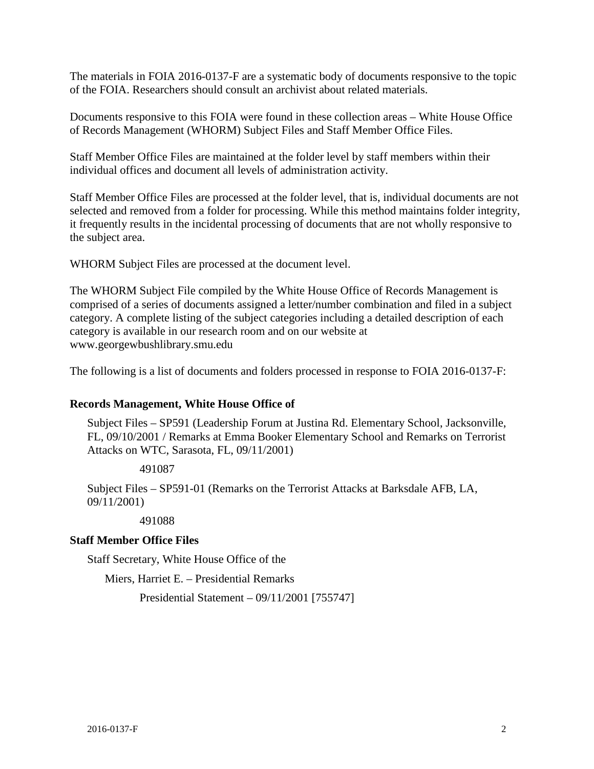The materials in FOIA 2016-0137-F are a systematic body of documents responsive to the topic of the FOIA. Researchers should consult an archivist about related materials.

Documents responsive to this FOIA were found in these collection areas – White House Office of Records Management (WHORM) Subject Files and Staff Member Office Files.

Staff Member Office Files are maintained at the folder level by staff members within their individual offices and document all levels of administration activity.

Staff Member Office Files are processed at the folder level, that is, individual documents are not selected and removed from a folder for processing. While this method maintains folder integrity, it frequently results in the incidental processing of documents that are not wholly responsive to the subject area.

WHORM Subject Files are processed at the document level.

The WHORM Subject File compiled by the White House Office of Records Management is comprised of a series of documents assigned a letter/number combination and filed in a subject category. A complete listing of the subject categories including a detailed description of each category is available in our research room and on our website at www.georgewbushlibrary.smu.edu

The following is a list of documents and folders processed in response to FOIA 2016-0137-F:

**Records Management, White House Office of**

Subject Files – SP591 (Leadership Forum at Justina Rd. Elementary School, Jacksonville, FL, 09/10/2001 / Remarks at Emma Booker Elementary School and Remarks on Terrorist Attacks on WTC, Sarasota, FL, 09/11/2001)

491087

Subject Files – SP591-01 (Remarks on the Terrorist Attacks at Barksdale AFB, LA, 09/11/2001)

491088

**Staff Member Office Files**

Staff Secretary, White House Office of the

Miers, Harriet E. – Presidential Remarks

Presidential Statement – 09/11/2001 [755747]